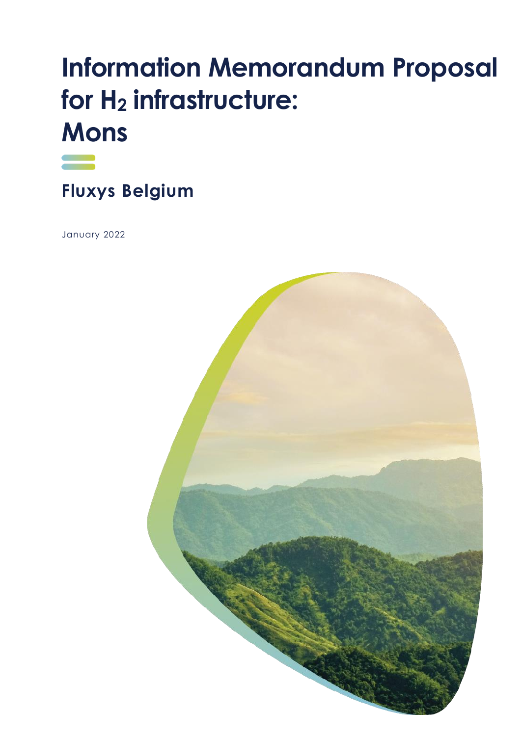# Information Memorandum Proposal for $H_2$ infrastructure: Mons

## Fluxys Belgium

January 2022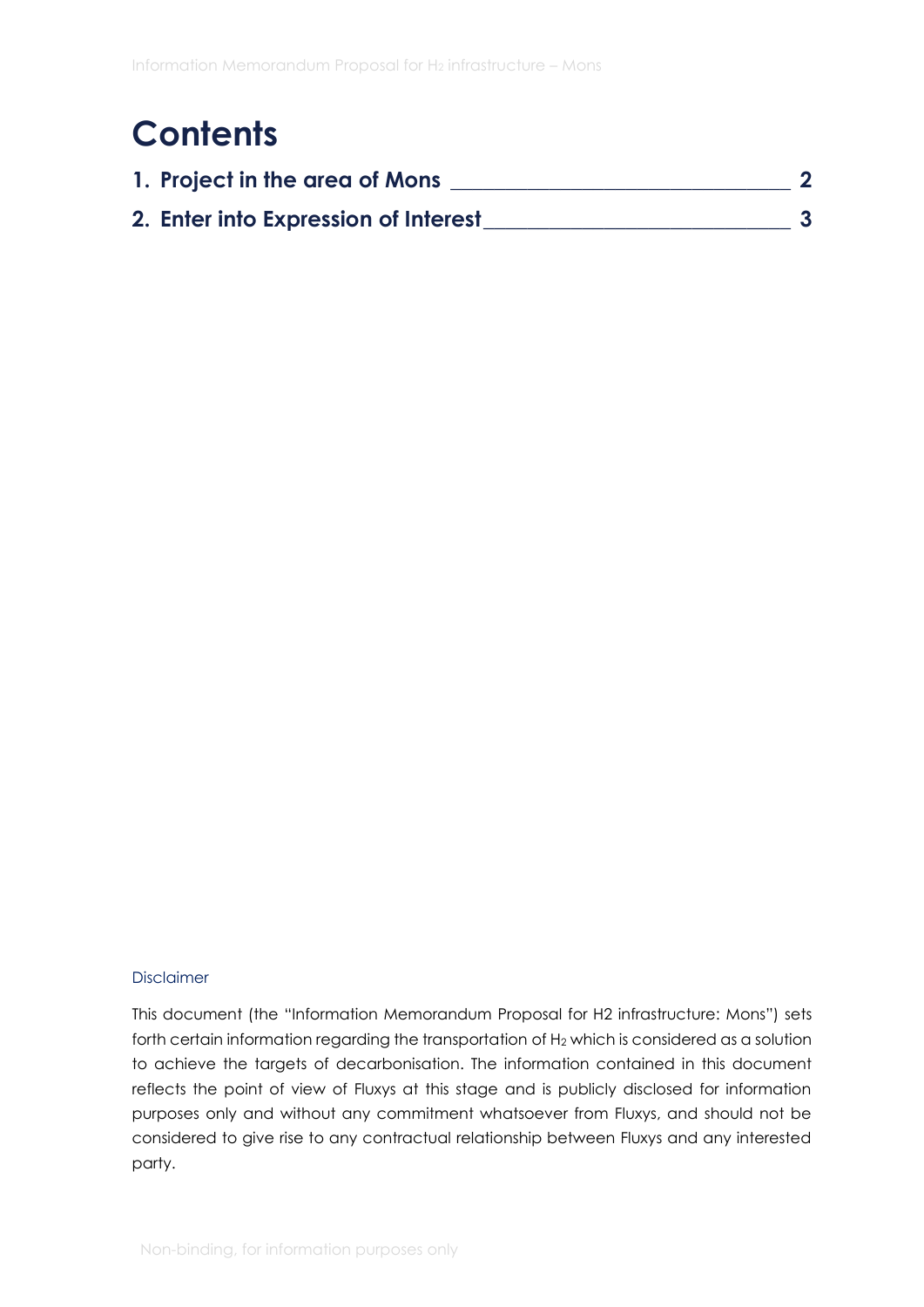# Contents

**1. Project in the area of Mons** ________________________________ **2**

**2. Enter into Expression of Interest** ____________________________ **3**

Disclaimer

This document (the "Information Memorandum Proposal for H2 infrastructure: Mons") sets forth certain information regarding the transportation of $H_2$ which is considered as a solution to achieve the targets of decarbonisation. The information contained in this document reflects the point of view of Fluxys at this stage and is publicly disclosed for information purposes only and without any commitment whatsoever from Fluxys, and should not be considered to give rise to any contractual relationship between Fluxys and any interested party.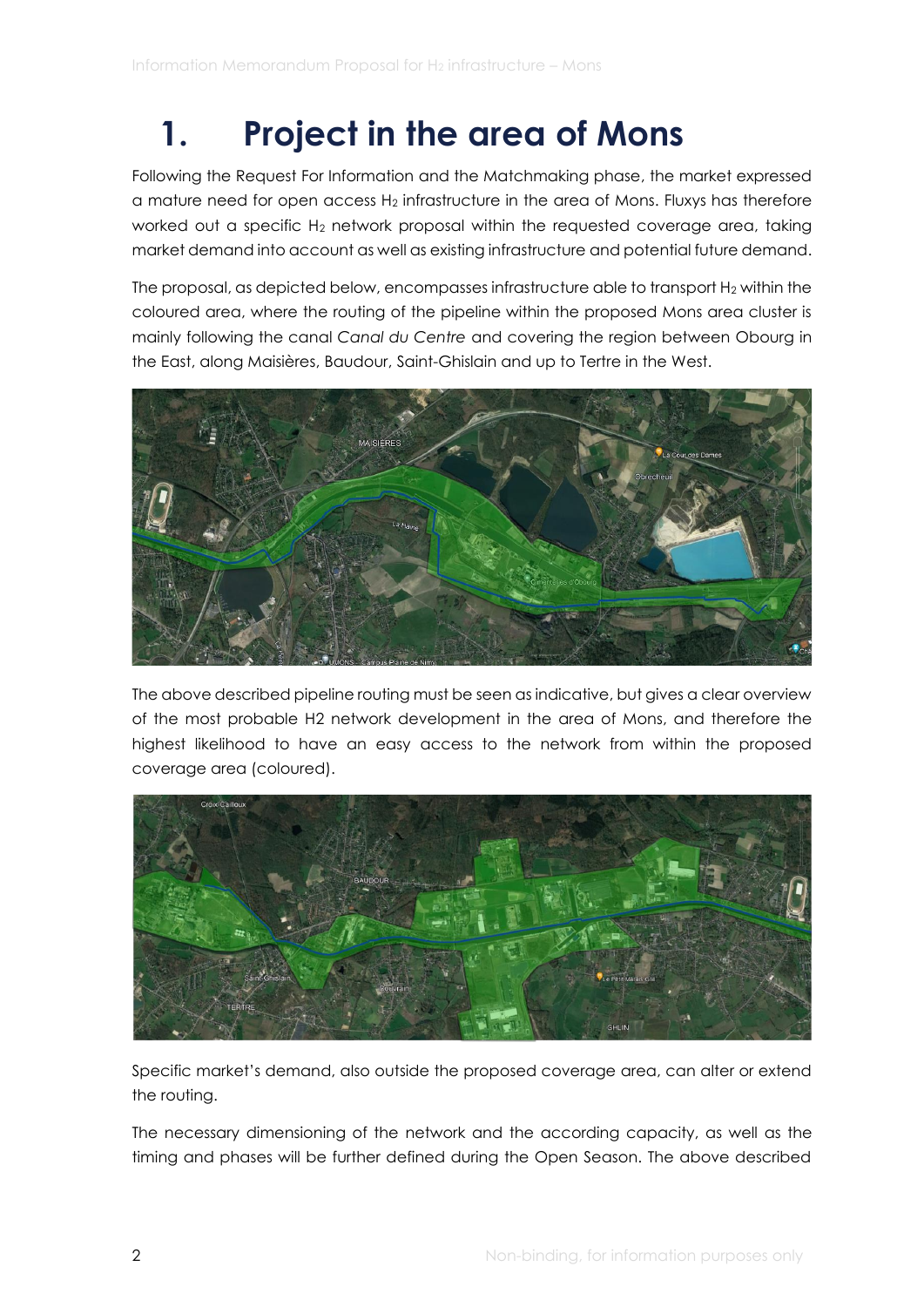# 1. Project in the area of Mons

Following the Request For Information and the Matchmaking phase, the market expressed a mature need for open access $H_2$ infrastructure in the area of Mons. Fluxys has therefore worked out a specific $H_2$ network proposal within the requested coverage area, taking market demand into account as well as existing infrastructure and potential future demand.

The proposal, as depicted below, encompasses infrastructure able to transport $H_2$ within the coloured area, where the routing of the pipeline within the proposed Mons area cluster is mainly following the canal *Canal du Centre* and covering the region between Obourg in the East, along Maisières, Baudour, Saint-Ghislain and up to Tertre in the West.

The above described pipeline routing must be seen as indicative, but gives a clear overview of the most probable H2 network development in the area of Mons, and therefore the highest likelihood to have an easy access to the network from within the proposed coverage area (coloured).

Specific market's demand, also outside the proposed coverage area, can alter or extend the routing.

The necessary dimensioning of the network and the according capacity, as well as the timing and phases will be further defined during the Open Season. The above described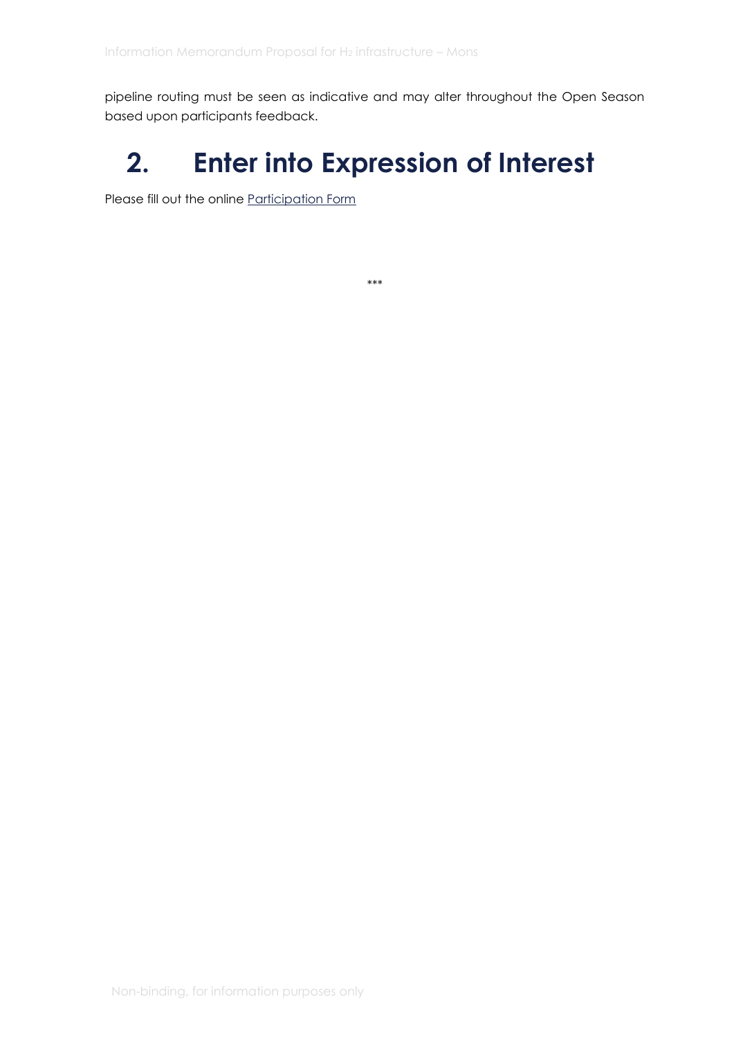pipeline routing must be seen as indicative and may alter throughout the Open Season based upon participants feedback.

# 2. Enter into Expression of Interest

Please fill out the online Participation Form

***